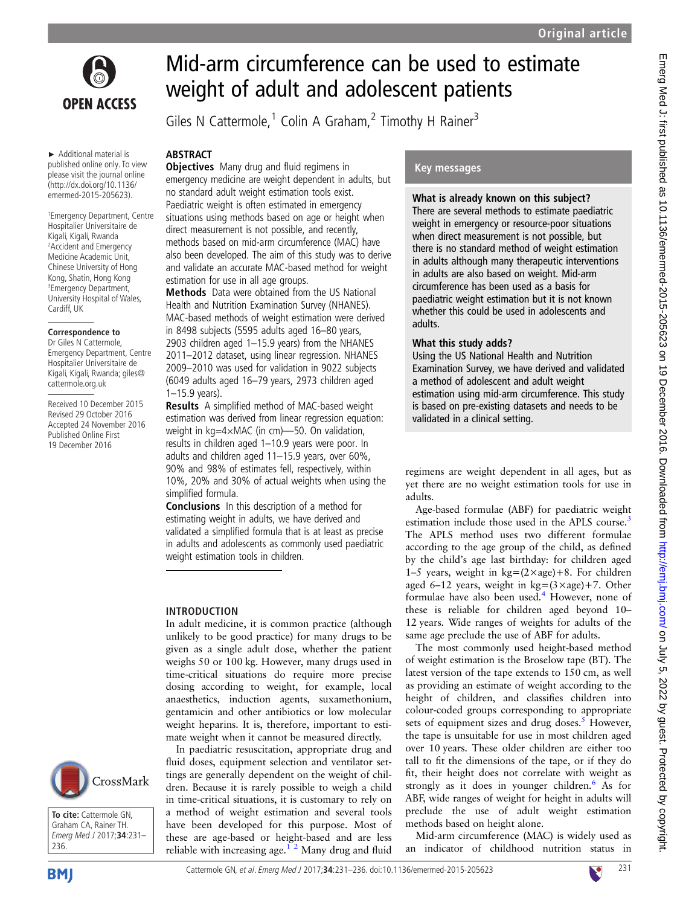# Mid-arm circumference can be used to estimate weight of adult and adolescent patients

Giles N Cattermole,[1] Colin A Graham,[2] Timothy H Rainer[3]

► Additional material is published online only. To view please visit the journal online (http://dx.doi.org/10.1136/emermed-2015-205623).

[1]Emergency Department, Centre Hospitalier Universitaire de Kigali, Kigali, Rwanda
[2]Accident and Emergency Medicine Academic Unit, Chinese University of Hong Kong, Shatin, Hong Kong
[3]Emergency Department, University Hospital of Wales, Cardiff, UK

**Correspondence to**
Dr Giles N Cattermole, Emergency Department, Centre Hospitalier Universitaire de Kigali, Kigali, Rwanda; giles@cattermole.org.uk

Received 10 December 2015
Revised 29 October 2016
Accepted 24 November 2016
Published Online First 19 December 2016

## ABSTRACT

**Objectives** Many drug and fluid regimens in emergency medicine are weight dependent in adults, but no standard adult weight estimation tools exist. Paediatric weight is often estimated in emergency situations using methods based on age or height when direct measurement is not possible, and recently, methods based on mid-arm circumference (MAC) have also been developed. The aim of this study was to derive and validate an accurate MAC-based method for weight estimation for use in all age groups.

**Methods** Data were obtained from the US National Health and Nutrition Examination Survey (NHANES). MAC-based methods of weight estimation were derived in 8498 subjects (5595 adults aged 16–80 years, 2903 children aged 1–15.9 years) from the NHANES 2011–2012 dataset, using linear regression. NHANES 2009–2010 was used for validation in 9022 subjects (6049 adults aged 16–79 years, 2973 children aged 1–15.9 years).

**Results** A simplified method of MAC-based weight estimation was derived from linear regression equation: weight in kg=4×MAC (in cm)—50. On validation, results in children aged 1–10.9 years were poor. In adults and children aged 11–15.9 years, over 60%, 90% and 98% of estimates fell, respectively, within 10%, 20% and 30% of actual weights when using the simplified formula.

**Conclusions** In this description of a method for estimating weight in adults, we have derived and validated a simplified formula that is at least as precise in adults and adolescents as commonly used paediatric weight estimation tools in children.

## Key messages

**What is already known on this subject?**

There are several methods to estimate paediatric weight in emergency or resource-poor situations when direct measurement is not possible, but there is no standard method of weight estimation in adults although many therapeutic interventions in adults are also based on weight. Mid-arm circumference has been used as a basis for paediatric weight estimation but it is not known whether this could be used in adolescents and adults.

**What this study adds?**

Using the US National Health and Nutrition Examination Survey, we have derived and validated a method of adolescent and adult weight estimation using mid-arm circumference. This study is based on pre-existing datasets and needs to be validated in a clinical setting.

## INTRODUCTION

In adult medicine, it is common practice (although unlikely to be good practice) for many drugs to be given as a single adult dose, whether the patient weighs 50 or 100 kg. However, many drugs used in time-critical situations do require more precise dosing according to weight, for example, local anaesthetics, induction agents, suxamethonium, gentamicin and other antibiotics or low molecular weight heparins. It is, therefore, important to estimate weight when it cannot be measured directly.

In paediatric resuscitation, appropriate drug and fluid doses, equipment selection and ventilator settings are generally dependent on the weight of children. Because it is rarely possible to weigh a child in time-critical situations, it is customary to rely on a method of weight estimation and several tools have been developed for this purpose. Most of these are age-based or height-based and are less reliable with increasing age.[1,2] Many drug and fluid regimens are weight dependent in all ages, but as yet there are no weight estimation tools for use in adults.

Age-based formulae (ABF) for paediatric weight estimation include those used in the APLS course.[3] The APLS method uses two different formulae according to the age group of the child, as defined by the child's age last birthday: for children aged 1–5 years, weight in kg=(2×age)+8. For children aged 6–12 years, weight in kg=(3×age)+7. Other formulae have also been used.[4] However, none of these is reliable for children aged beyond 10–12 years. Wide ranges of weights for adults of the same age preclude the use of ABF for adults.

The most commonly used height-based method of weight estimation is the Broselow tape (BT). The latest version of the tape extends to 150 cm, as well as providing an estimate of weight according to the height of children, and classifies children into colour-coded groups corresponding to appropriate sets of equipment sizes and drug doses.[5] However, the tape is unsuitable for use in most children aged over 10 years. These older children are either too tall to fit the dimensions of the tape, or if they do fit, their height does not correlate with weight as strongly as it does in younger children.[6] As for ABF, wide ranges of weight for height in adults will preclude the use of adult weight estimation methods based on height alone.

Mid-arm circumference (MAC) is widely used as an indicator of childhood nutrition status in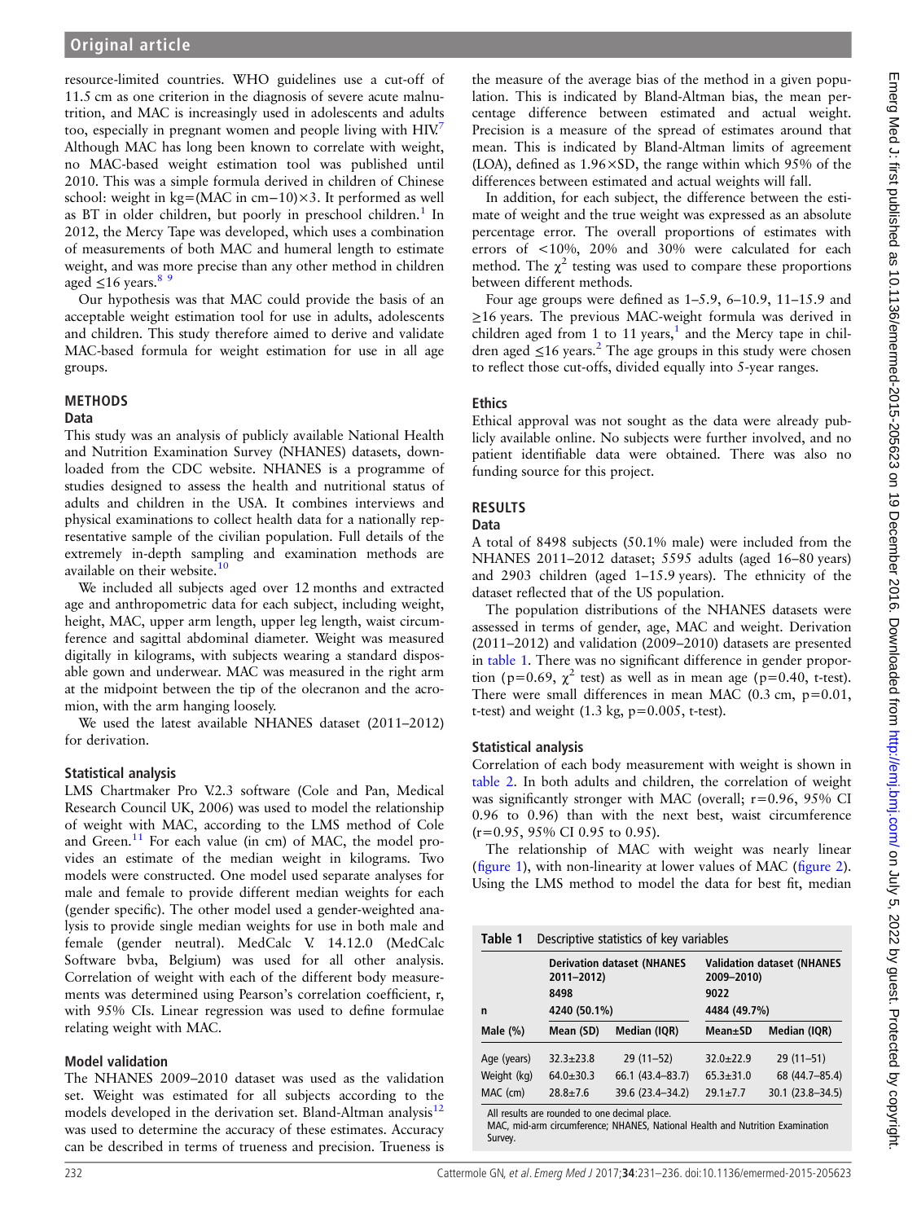resource-limited countries. WHO guidelines use a cut-off of 11.5 cm as one criterion in the diagnosis of severe acute malnutrition, and MAC is increasingly used in adolescents and adults too, especially in pregnant women and people living with HIV.[7] Although MAC has long been known to correlate with weight, no MAC-based weight estimation tool was published until 2010. This was a simple formula derived in children of Chinese school: weight in kg=(MAC in cm−10)×3. It performed as well as BT in older children, but poorly in preschool children.[1] In 2012, the Mercy Tape was developed, which uses a combination of measurements of both MAC and humeral length to estimate weight, and was more precise than any other method in children aged ≤16 years.[8 9]

Our hypothesis was that MAC could provide the basis of an acceptable weight estimation tool for use in adults, adolescents and children. This study therefore aimed to derive and validate MAC-based formula for weight estimation for use in all age groups.

## METHODS

### Data

This study was an analysis of publicly available National Health and Nutrition Examination Survey (NHANES) datasets, downloaded from the CDC website. NHANES is a programme of studies designed to assess the health and nutritional status of adults and children in the USA. It combines interviews and physical examinations to collect health data for a nationally representative sample of the civilian population. Full details of the extremely in-depth sampling and examination methods are available on their website.[10]

We included all subjects aged over 12 months and extracted age and anthropometric data for each subject, including weight, height, MAC, upper arm length, upper leg length, waist circumference and sagittal abdominal diameter. Weight was measured digitally in kilograms, with subjects wearing a standard disposable gown and underwear. MAC was measured in the right arm at the midpoint between the tip of the olecranon and the acromion, with the arm hanging loosely.

We used the latest available NHANES dataset (2011–2012) for derivation.

### Statistical analysis

LMS Chartmaker Pro V.2.3 software (Cole and Pan, Medical Research Council UK, 2006) was used to model the relationship of weight with MAC, according to the LMS method of Cole and Green.[11] For each value (in cm) of MAC, the model provides an estimate of the median weight in kilograms. Two models were constructed. One model used separate analyses for male and female to provide different median weights for each (gender specific). The other model used a gender-weighted analysis to provide single median weights for use in both male and female (gender neutral). MedCalc V. 14.12.0 (MedCalc Software bvba, Belgium) was used for all other analysis. Correlation of weight with each of the different body measurements was determined using Pearson's correlation coefficient, r, with 95% CIs. Linear regression was used to define formulae relating weight with MAC.

### Model validation

The NHANES 2009–2010 dataset was used as the validation set. Weight was estimated for all subjects according to the models developed in the derivation set. Bland-Altman analysis[12] was used to determine the accuracy of these estimates. Accuracy can be described in terms of trueness and precision. Trueness is the measure of the average bias of the method in a given population. This is indicated by Bland-Altman bias, the mean percentage difference between estimated and actual weight. Precision is a measure of the spread of estimates around that mean. This is indicated by Bland-Altman limits of agreement (LOA), defined as 1.96×SD, the range within which 95% of the differences between estimated and actual weights will fall.

In addition, for each subject, the difference between the estimate of weight and the true weight was expressed as an absolute percentage error. The overall proportions of estimates with errors of <10%, 20% and 30% were calculated for each method. The $\chi^2$ testing was used to compare these proportions between different methods.

Four age groups were defined as 1–5.9, 6–10.9, 11–15.9 and ≥16 years. The previous MAC-weight formula was derived in children aged from 1 to 11 years,[1] and the Mercy tape in children aged ≤16 years.[2] The age groups in this study were chosen to reflect those cut-offs, divided equally into 5-year ranges.

### Ethics

Ethical approval was not sought as the data were already publicly available online. No subjects were further involved, and no patient identifiable data were obtained. There was also no funding source for this project.

## RESULTS

### Data

A total of 8498 subjects (50.1% male) were included from the NHANES 2011–2012 dataset; 5595 adults (aged 16–80 years) and 2903 children (aged 1–15.9 years). The ethnicity of the dataset reflected that of the US population.

The population distributions of the NHANES datasets were assessed in terms of gender, age, MAC and weight. Derivation (2011–2012) and validation (2009–2010) datasets are presented in table 1. There was no significant difference in gender proportion ($p=0.69$, $\chi^2$ test) as well as in mean age ($p=0.40$, t-test). There were small differences in mean MAC (0.3 cm, $p=0.01$, t-test) and weight (1.3 kg, $p=0.005$, t-test).

### Statistical analysis

Correlation of each body measurement with weight is shown in table 2. In both adults and children, the correlation of weight was significantly stronger with MAC (overall; r=0.96, 95% CI 0.96 to 0.96) than with the next best, waist circumference (r=0.95, 95% CI 0.95 to 0.95).

The relationship of MAC with weight was nearly linear (figure 1), with non-linearity at lower values of MAC (figure 2). Using the LMS method to model the data for best fit, median

**Table 1** Descriptive statistics of key variables

| | Derivation dataset (NHANES 2011–2012) | | Validation dataset (NHANES 2009–2010) | |
|---|---|---|---|---|
| n | 8498 | | 9022 | |
| Male (%) | 4240 (50.1%) | | 4484 (49.7%) | |
| | Mean (SD) | Median (IQR) | Mean±SD | Median (IQR) |
| Age (years) | 32.3±23.8 | 29 (11–52) | 32.0±22.9 | 29 (11–51) |
| Weight (kg) | 64.0±30.3 | 66.1 (43.4–83.7) | 65.3±31.0 | 68 (44.7–85.4) |
| MAC (cm) | 28.8±7.6 | 39.6 (23.4–34.2) | 29.1±7.7 | 30.1 (23.8–34.5) |

All results are rounded to one decimal place.
MAC, mid-arm circumference; NHANES, National Health and Nutrition Examination Survey.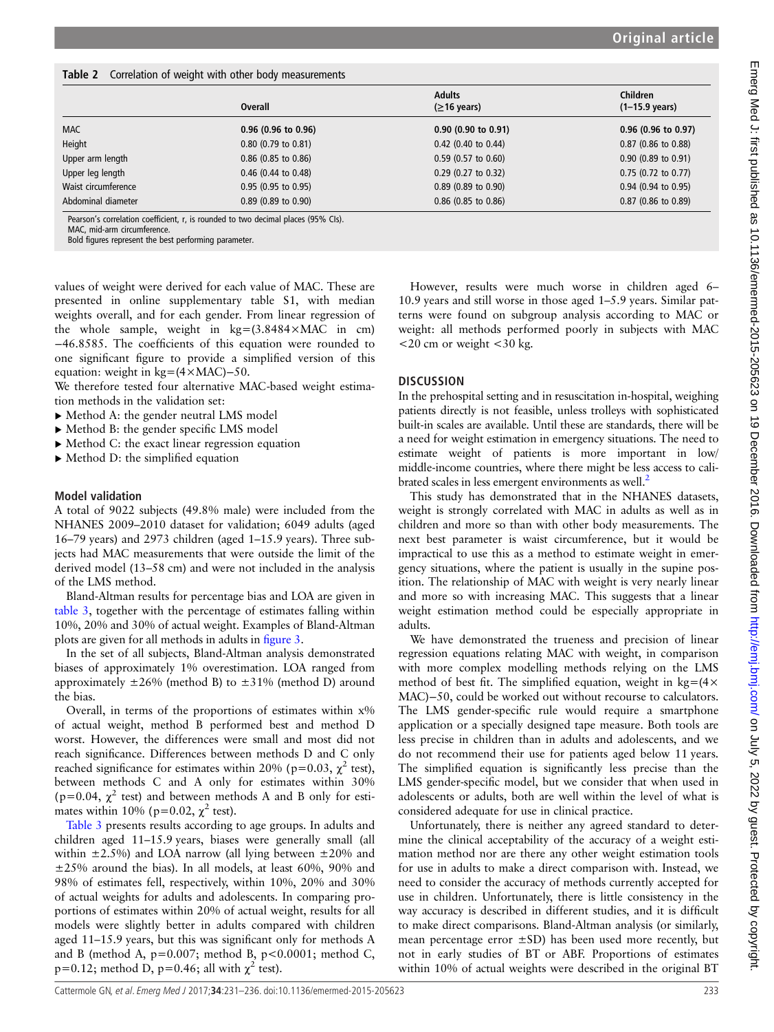**Table 2** Correlation of weight with other body measurements

| | Overall | Adults (≥16 years) | Children (1–15.9 years) |
|---|---|---|---|
| MAC | **0.96 (0.96 to 0.96)** | **0.90 (0.90 to 0.91)** | **0.96 (0.96 to 0.97)** |
| Height | 0.80 (0.79 to 0.81) | 0.42 (0.40 to 0.44) | 0.87 (0.86 to 0.88) |
| Upper arm length | 0.86 (0.85 to 0.86) | 0.59 (0.57 to 0.60) | 0.90 (0.89 to 0.91) |
| Upper leg length | 0.46 (0.44 to 0.48) | 0.29 (0.27 to 0.32) | 0.75 (0.72 to 0.77) |
| Waist circumference | 0.95 (0.95 to 0.95) | 0.89 (0.89 to 0.90) | 0.94 (0.94 to 0.95) |
| Abdominal diameter | 0.89 (0.89 to 0.90) | 0.86 (0.85 to 0.86) | 0.87 (0.86 to 0.89) |

Pearson's correlation coefficient, r, is rounded to two decimal places (95% CIs).
MAC, mid-arm circumference.
Bold figures represent the best performing parameter.

values of weight were derived for each value of MAC. These are presented in online supplementary table S1, with median weights overall, and for each gender. From linear regression of the whole sample, weight in kg=(3.8484×MAC in cm) −46.8585. The coefficients of this equation were rounded to one significant figure to provide a simplified version of this equation: weight in kg=(4×MAC)−50.

We therefore tested four alternative MAC-based weight estimation methods in the validation set:

- Method A: the gender neutral LMS model
- Method B: the gender specific LMS model
- Method C: the exact linear regression equation
- Method D: the simplified equation

### Model validation

A total of 9022 subjects (49.8% male) were included from the NHANES 2009–2010 dataset for validation; 6049 adults (aged 16–79 years) and 2973 children (aged 1–15.9 years). Three subjects had MAC measurements that were outside the limit of the derived model (13–58 cm) and were not included in the analysis of the LMS method.

Bland-Altman results for percentage bias and LOA are given in table 3, together with the percentage of estimates falling within 10%, 20% and 30% of actual weight. Examples of Bland-Altman plots are given for all methods in adults in figure 3.

In the set of all subjects, Bland-Altman analysis demonstrated biases of approximately 1% overestimation. LOA ranged from approximately ±26% (method B) to ±31% (method D) around the bias.

Overall, in terms of the proportions of estimates within x% of actual weight, method B performed best and method D worst. However, the differences were small and most did not reach significance. Differences between methods D and C only reached significance for estimates within 20% (p=0.03, $\chi^2$ test), between methods C and A only for estimates within 30% (p=0.04, $\chi^2$ test) and between methods A and B only for estimates within 10% (p=0.02, $\chi^2$ test).

Table 3 presents results according to age groups. In adults and children aged 11–15.9 years, biases were generally small (all within ±2.5%) and LOA narrow (all lying between ±20% and ±25% around the bias). In all models, at least 60%, 90% and 98% of estimates fell, respectively, within 10%, 20% and 30% of actual weights for adults and adolescents. In comparing proportions of estimates within 20% of actual weight, results for all models were slightly better in adults compared with children aged 11–15.9 years, but this was significant only for methods A and B (method A, p=0.007; method B, p<0.0001; method C, p=0.12; method D, p=0.46; all with $\chi^2$ test).

However, results were much worse in children aged 6–10.9 years and still worse in those aged 1–5.9 years. Similar patterns were found on subgroup analysis according to MAC or weight: all methods performed poorly in subjects with MAC <20 cm or weight <30 kg.

## DISCUSSION

In the prehospital setting and in resuscitation in-hospital, weighing patients directly is not feasible, unless trolleys with sophisticated built-in scales are available. Until these are standards, there will be a need for weight estimation in emergency situations. The need to estimate weight of patients is more important in low/middle-income countries, where there might be less access to calibrated scales in less emergent environments as well.[2]

This study has demonstrated that in the NHANES datasets, weight is strongly correlated with MAC in adults as well as in children and more so than with other body measurements. The next best parameter is waist circumference, but it would be impractical to use this as a method to estimate weight in emergency situations, where the patient is usually in the supine position. The relationship of MAC with weight is very nearly linear and more so with increasing MAC. This suggests that a linear weight estimation method could be especially appropriate in adults.

We have demonstrated the trueness and precision of linear regression equations relating MAC with weight, in comparison with more complex modelling methods relying on the LMS method of best fit. The simplified equation, weight in kg=(4×MAC)−50, could be worked out without recourse to calculators. The LMS gender-specific rule would require a smartphone application or a specially designed tape measure. Both tools are less precise in children than in adults and adolescents, and we do not recommend their use for patients aged below 11 years. The simplified equation is significantly less precise than the LMS gender-specific model, but we consider that when used in adolescents or adults, both are well within the level of what is considered adequate for use in clinical practice.

Unfortunately, there is neither any agreed standard to determine the clinical acceptability of the accuracy of a weight estimation method nor are there any other weight estimation tools for use in adults to make a direct comparison with. Instead, we need to consider the accuracy of methods currently accepted for use in children. Unfortunately, there is little consistency in the way accuracy is described in different studies, and it is difficult to make direct comparisons. Bland-Altman analysis (or similarly, mean percentage error ±SD) has been used more recently, but not in early studies of BT or ABF. Proportions of estimates within 10% of actual weights were described in the original BT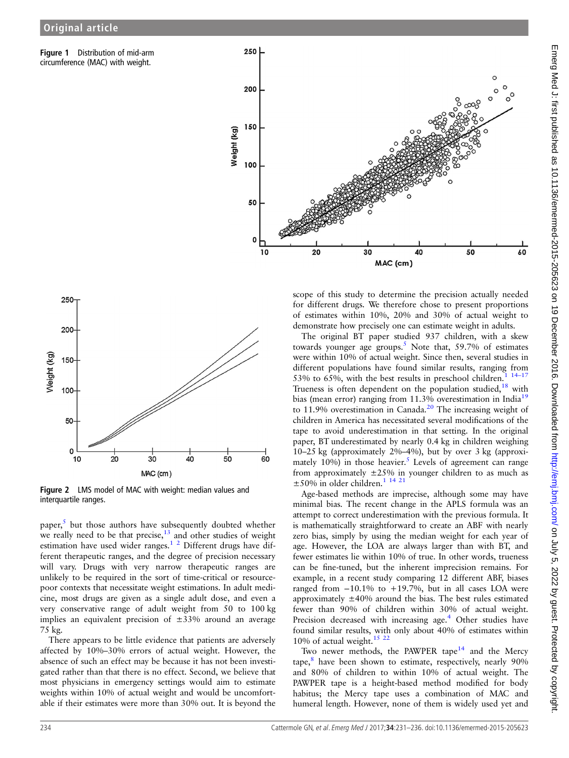Figure 1 Distribution of mid-arm circumference (MAC) with weight.

Figure 2 LMS model of MAC with weight: median values and interquartile ranges.

paper,[5] but those authors have subsequently doubted whether we really need to be that precise,[13] and other studies of weight estimation have used wider ranges.[1 2] Different drugs have different therapeutic ranges, and the degree of precision necessary will vary. Drugs with very narrow therapeutic ranges are unlikely to be required in the sort of time-critical or resource-poor contexts that necessitate weight estimations. In adult medicine, most drugs are given as a single adult dose, and even a very conservative range of adult weight from 50 to 100 kg implies an equivalent precision of ±33% around an average 75 kg.

There appears to be little evidence that patients are adversely affected by 10%–30% errors of actual weight. However, the absence of such an effect may be because it has not been investigated rather than that there is no effect. Second, we believe that most physicians in emergency settings would aim to estimate weights within 10% of actual weight and would be uncomfortable if their estimates were more than 30% out. It is beyond the scope of this study to determine the precision actually needed for different drugs. We therefore chose to present proportions of estimates within 10%, 20% and 30% of actual weight to demonstrate how precisely one can estimate weight in adults.

The original BT paper studied 937 children, with a skew towards younger age groups.[5] Note that, 59.7% of estimates were within 10% of actual weight. Since then, several studies in different populations have found similar results, ranging from 53% to 65%, with the best results in preschool children.[1 14–17] Trueness is often dependent on the population studied,[18] with bias (mean error) ranging from 11.3% overestimation in India[19] to 11.9% overestimation in Canada.[20] The increasing weight of children in America has necessitated several modifications of the tape to avoid underestimation in that setting. In the original paper, BT underestimated by nearly 0.4 kg in children weighing 10–25 kg (approximately 2%–4%), but by over 3 kg (approximately 10%) in those heavier.[5] Levels of agreement can range from approximately ±25% in younger children to as much as ±50% in older children.[1 14 21]

Age-based methods are imprecise, although some may have minimal bias. The recent change in the APLS formula was an attempt to correct underestimation with the previous formula. It is mathematically straightforward to create an ABF with nearly zero bias, simply by using the median weight for each year of age. However, the LOA are always larger than with BT, and fewer estimates lie within 10% of true. In other words, trueness can be fine-tuned, but the inherent imprecision remains. For example, in a recent study comparing 12 different ABF, biases ranged from −10.1% to +19.7%, but in all cases LOA were approximately ±40% around the bias. The best rules estimated fewer than 90% of children within 30% of actual weight. Precision decreased with increasing age.[4] Other studies have found similar results, with only about 40% of estimates within 10% of actual weight.[15 22]

Two newer methods, the PAWPER tape[14] and the Mercy tape,[8] have been shown to estimate, respectively, nearly 90% and 80% of children to within 10% of actual weight. The PAWPER tape is a height-based method modified for body habitus; the Mercy tape uses a combination of MAC and humeral length. However, none of them is widely used yet and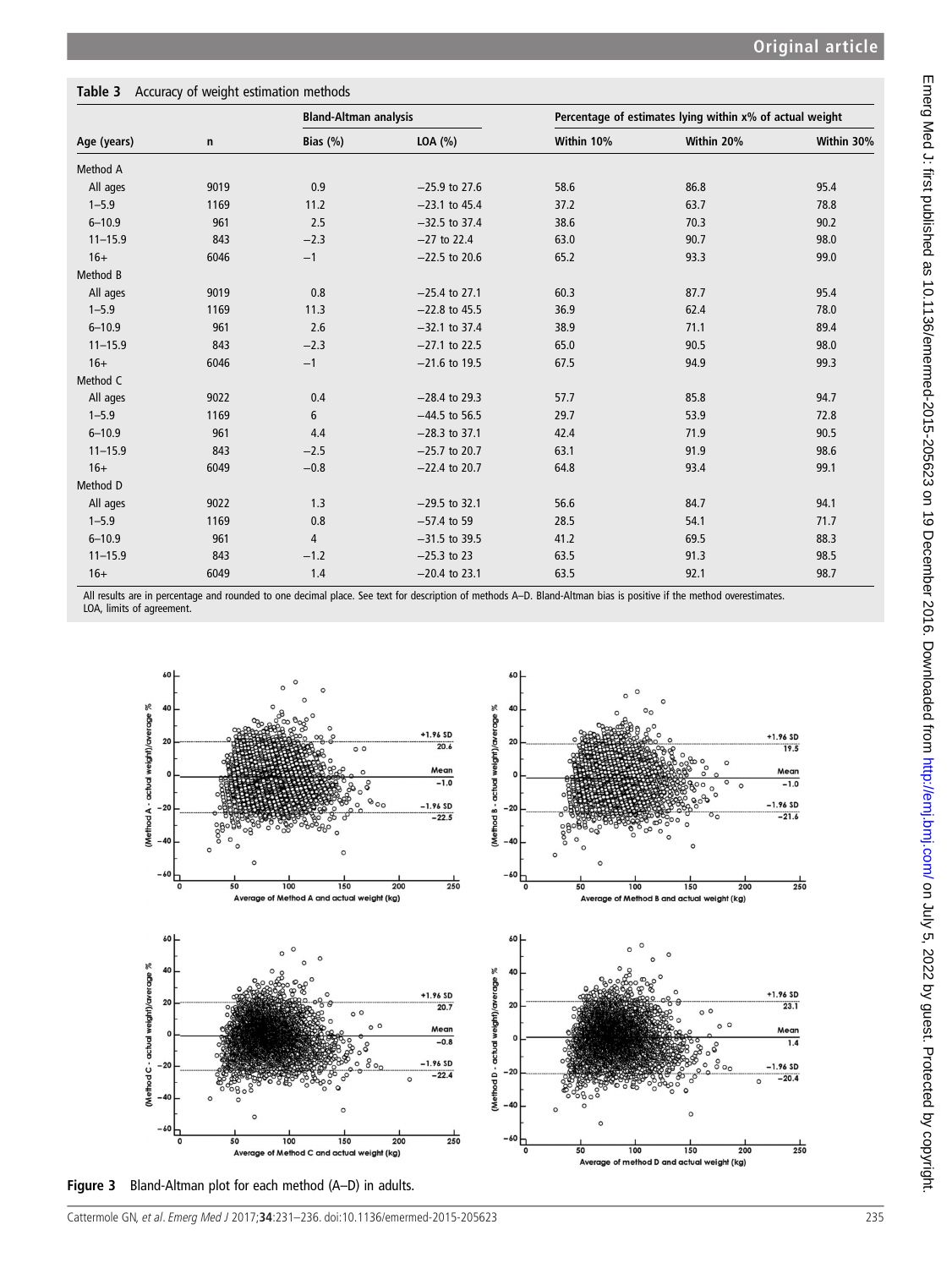**Table 3** Accuracy of weight estimation methods

| Age (years) | n | Bland-Altman analysis | | Percentage of estimates lying within x% of actual weight | | |
|---|---|---|---|---|---|---|
| | | Bias (%) | LOA (%) | Within 10% | Within 20% | Within 30% |
| Method A | | | | | | |
| All ages | 9019 | 0.9 | −25.9 to 27.6 | 58.6 | 86.8 | 95.4 |
| 1–5.9 | 1169 | 11.2 | −23.1 to 45.4 | 37.2 | 63.7 | 78.8 |
| 6–10.9 | 961 | 2.5 | −32.5 to 37.4 | 38.6 | 70.3 | 90.2 |
| 11–15.9 | 843 | −2.3 | −27 to 22.4 | 63.0 | 90.7 | 98.0 |
| 16+ | 6046 | −1 | −22.5 to 20.6 | 65.2 | 93.3 | 99.0 |
| Method B | | | | | | |
| All ages | 9019 | 0.8 | −25.4 to 27.1 | 60.3 | 87.7 | 95.4 |
| 1–5.9 | 1169 | 11.3 | −22.8 to 45.5 | 36.9 | 62.4 | 78.0 |
| 6–10.9 | 961 | 2.6 | −32.1 to 37.4 | 38.9 | 71.1 | 89.4 |
| 11–15.9 | 843 | −2.3 | −27.1 to 22.5 | 65.0 | 90.5 | 98.0 |
| 16+ | 6046 | −1 | −21.6 to 19.5 | 67.5 | 94.9 | 99.3 |
| Method C | | | | | | |
| All ages | 9022 | 0.4 | −28.4 to 29.3 | 57.7 | 85.8 | 94.7 |
| 1–5.9 | 1169 | 6 | −44.5 to 56.5 | 29.7 | 53.9 | 72.8 |
| 6–10.9 | 961 | 4.4 | −28.3 to 37.1 | 42.4 | 71.9 | 90.5 |
| 11–15.9 | 843 | −2.5 | −25.7 to 20.7 | 63.1 | 91.9 | 98.6 |
| 16+ | 6049 | −0.8 | −22.4 to 20.7 | 64.8 | 93.4 | 99.1 |
| Method D | | | | | | |
| All ages | 9022 | 1.3 | −29.5 to 32.1 | 56.6 | 84.7 | 94.1 |
| 1–5.9 | 1169 | 0.8 | −57.4 to 59 | 28.5 | 54.1 | 71.7 |
| 6–10.9 | 961 | 4 | −31.5 to 39.5 | 41.2 | 69.5 | 88.3 |
| 11–15.9 | 843 | −1.2 | −25.3 to 23 | 63.5 | 91.3 | 98.5 |
| 16+ | 6049 | 1.4 | −20.4 to 23.1 | 63.5 | 92.1 | 98.7 |

All results are in percentage and rounded to one decimal place. See text for description of methods A–D. Bland-Altman bias is positive if the method overestimates.
LOA, limits of agreement.

**Figure 3** Bland-Altman plot for each method (A–D) in adults.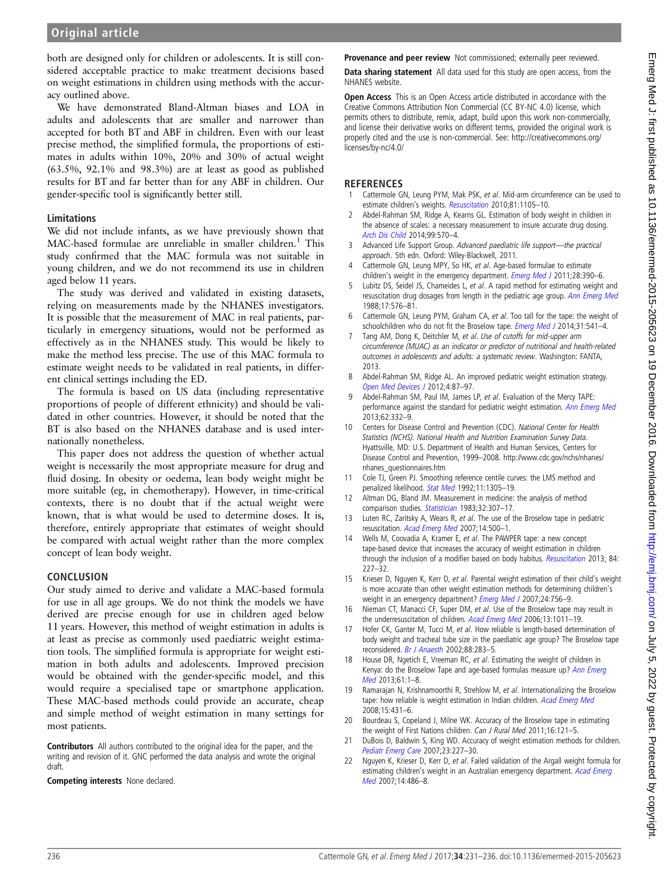both are designed only for children or adolescents. It is still considered acceptable practice to make treatment decisions based on weight estimations in children using methods with the accuracy outlined above.

We have demonstrated Bland-Altman biases and LOA in adults and adolescents that are smaller and narrower than accepted for both BT and ABF in children. Even with our least precise method, the simplified formula, the proportions of estimates in adults within 10%, 20% and 30% of actual weight (63.5%, 92.1% and 98.3%) are at least as good as published results for BT and far better than for any ABF in children. Our gender-specific tool is significantly better still.

### Limitations

We did not include infants, as we have previously shown that MAC-based formulae are unreliable in smaller children.[1] This study confirmed that the MAC formula was not suitable in young children, and we do not recommend its use in children aged below 11 years.

The study was derived and validated in existing datasets, relying on measurements made by the NHANES investigators. It is possible that the measurement of MAC in real patients, particularly in emergency situations, would not be performed as effectively as in the NHANES study. This would be likely to make the method less precise. The use of this MAC formula to estimate weight needs to be validated in real patients, in different clinical settings including the ED.

The formula is based on US data (including representative proportions of people of different ethnicity) and should be validated in other countries. However, it should be noted that the BT is also based on the NHANES database and is used internationally nonetheless.

This paper does not address the question of whether actual weight is necessarily the most appropriate measure for drug and fluid dosing. In obesity or oedema, lean body weight might be more suitable (eg, in chemotherapy). However, in time-critical contexts, there is no doubt that if the actual weight were known, that is what would be used to determine doses. It is, therefore, entirely appropriate that estimates of weight should be compared with actual weight rather than the more complex concept of lean body weight.

## CONCLUSION

Our study aimed to derive and validate a MAC-based formula for use in all age groups. We do not think the models we have derived are precise enough for use in children aged below 11 years. However, this method of weight estimation in adults is at least as precise as commonly used paediatric weight estimation tools. The simplified formula is appropriate for weight estimation in both adults and adolescents. Improved precision would be obtained with the gender-specific model, and this would require a specialised tape or smartphone application. These MAC-based methods could provide an accurate, cheap and simple method of weight estimation in many settings for most patients.

**Contributors** All authors contributed to the original idea for the paper, and the writing and revision of it. GNC performed the data analysis and wrote the original draft.

**Competing interests** None declared.

**Provenance and peer review** Not commissioned; externally peer reviewed.

**Data sharing statement** All data used for this study are open access, from the NHANES website.

**Open Access** This is an Open Access article distributed in accordance with the Creative Commons Attribution Non Commercial (CC BY-NC 4.0) license, which permits others to distribute, remix, adapt, build upon this work non-commercially, and license their derivative works on different terms, provided the original work is properly cited and the use is non-commercial. See: http://creativecommons.org/licenses/by-nc/4.0/

## REFERENCES

1. Cattermole GN, Leung PYM, Mak PSK, *et al*. Mid-arm circumference can be used to estimate children's weights. *Resuscitation* 2010;81:1105–10.
2. Abdel-Rahman SM, Ridge A, Kearns GL. Estimation of body weight in children in the absence of scales: a necessary measurement to insure accurate drug dosing. *Arch Dis Child* 2014;99:570–4.
3. Advanced Life Support Group. *Advanced paediatric life support—the practical approach*. 5th edn. Oxford: Wiley-Blackwell, 2011.
4. Cattermole GN, Leung MPY, So HK, *et al*. Age-based formulae to estimate children's weight in the emergency department. *Emerg Med J* 2011;28:390–6.
5. Lubitz DS, Seidel JS, Chameides L, *et al*. A rapid method for estimating weight and resuscitation drug dosages from length in the pediatric age group. *Ann Emerg Med* 1988;17:576–81.
6. Cattermole GN, Leung PYM, Graham CA, *et al*. Too tall for the tape: the weight of schoolchildren who do not fit the Broselow tape. *Emerg Med J* 2014;31:541–4.
7. Tang AM, Dong K, Deitchler M, *et al*. *Use of cutoffs for mid-upper arm circumference (MUAC) as an indicator or predictor of nutritional and health-related outcomes in adolescents and adults: a systematic review*. Washington: FANTA, 2013.
8. Abdel-Rahman SM, Ridge AL. An improved pediatric weight estimation strategy. *Open Med Devices J* 2012;4:87–97.
9. Abdel-Rahman SM, Paul IM, James LP, *et al*. Evaluation of the Mercy TAPE: performance against the standard for pediatric weight estimation. *Ann Emerg Med* 2013;62:332–9.
10. Centers for Disease Control and Prevention (CDC). *National Center for Health Statistics (NCHS). National Health and Nutrition Examination Survey Data*. Hyattsville, MD: U.S. Department of Health and Human Services, Centers for Disease Control and Prevention, 1999–2008. http://www.cdc.gov/nchs/nhanes/nhanes_questionnaires.htm
11. Cole TJ, Green PJ. Smoothing reference centile curves: the LMS method and penalized likelihood. *Stat Med* 1992;11:1305–19.
12. Altman DG, Bland JM. Measurement in medicine: the analysis of method comparison studies. *Statistician* 1983;32:307–17.
13. Luten RC, Zaritsky A, Wears R, *et al*. The use of the Broselow tape in pediatric resuscitation. *Acad Emerg Med* 2007;14:500–1.
14. Wells M, Coovadia A, Kramer E, *et al*. The PAWPER tape: a new concept tape-based device that increases the accuracy of weight estimation in children through the inclusion of a modifier based on body habitus. *Resuscitation* 2013; 84:227–32.
15. Krieser D, Nguyen K, Kerr D, *et al*. Parental weight estimation of their child's weight is more accurate than other weight estimation methods for determining children's weight in an emergency department? *Emerg Med J* 2007;24:756–9.
16. Nieman CT, Manacci CF, Super DM, *et al*. Use of the Broselow tape may result in the underresuscitation of children. *Acad Emerg Med* 2006;13:1011–19.
17. Hofer CK, Ganter M, Tucci M, *et al*. How reliable is length-based determination of body weight and tracheal tube size in the paediatric age group? The Broselow tape reconsidered. *Br J Anaesth* 2002;88:283–5.
18. House DR, Ngetich E, Vreeman RC, *et al*. Estimating the weight of children in Kenya: do the Broselow Tape and age-based formulas measure up? *Ann Emerg Med* 2013;61:1–8.
19. Ramarajan N, Krishnamoorthi R, Strehlow M, *et al*. Internationalizing the Broselow tape: how reliable is weight estimation in Indian children. *Acad Emerg Med* 2008;15:431–6.
20. Bourdeau S, Copeland J, Milne WK. Accuracy of the Broselow tape in estimating the weight of First Nations children. *Can J Rural Med* 2011;16:121–5.
21. DuBois D, Baldwin S, King WD. Accuracy of weight estimation methods for children. *Pediatr Emerg Care* 2007;23:227–30.
22. Nguyen K, Krieser D, Kerr D, *et al*. Failed validation of the Argall weight formula for estimating children's weight in an Australian emergency department. *Acad Emerg Med* 2007;14:486–8.